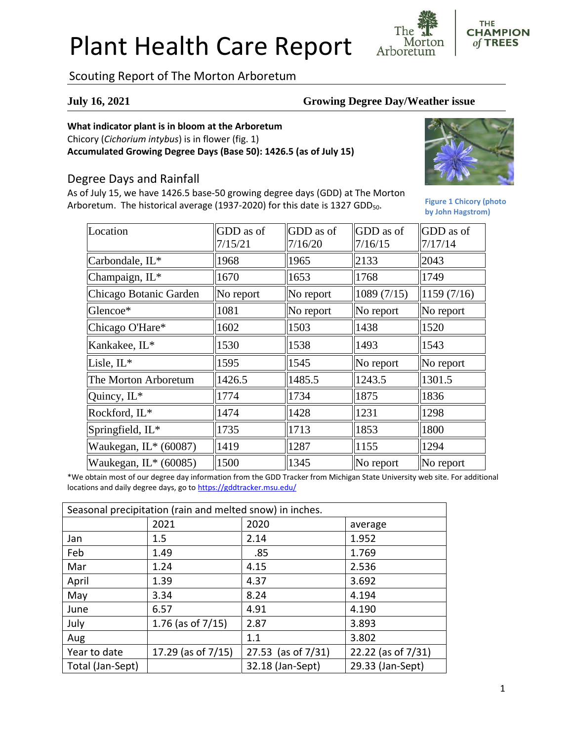# Plant Health Care Report

Scouting Report of The Morton Arboretum

**July 16, 2021** **Growing Degree Day/Weather issue**

**What indicator plant is in bloom at the Arboretum**
Chicory (*Cichorium intybus*) is in flower (fig. 1)
**Accumulated Growing Degree Days (Base 50): 1426.5 (as of July 15)**

Figure 1 Chicory (photo by John Hagstrom)

## Degree Days and Rainfall

As of July 15, we have 1426.5 base-50 growing degree days (GDD) at The Morton Arboretum. The historical average (1937-2020) for this date is 1327 $GDD_{50}$.

| Location | GDD as of 7/15/21 | GDD as of 7/16/20 | GDD as of 7/16/15 | GDD as of 7/17/14 |
|---|---|---|---|---|
| Carbondale, IL* | 1968 | 1965 | 2133 | 2043 |
| Champaign, IL* | 1670 | 1653 | 1768 | 1749 |
| Chicago Botanic Garden | No report | No report | 1089 (7/15) | 1159 (7/16) |
| Glencoe* | 1081 | No report | No report | No report |
| Chicago O'Hare* | 1602 | 1503 | 1438 | 1520 |
| Kankakee, IL* | 1530 | 1538 | 1493 | 1543 |
| Lisle, IL* | 1595 | 1545 | No report | No report |
| The Morton Arboretum | 1426.5 | 1485.5 | 1243.5 | 1301.5 |
| Quincy, IL* | 1774 | 1734 | 1875 | 1836 |
| Rockford, IL* | 1474 | 1428 | 1231 | 1298 |
| Springfield, IL* | 1735 | 1713 | 1853 | 1800 |
| Waukegan, IL* (60087) | 1419 | 1287 | 1155 | 1294 |
| Waukegan, IL* (60085) | 1500 | 1345 | No report | No report |

*We obtain most of our degree day information from the GDD Tracker from Michigan State University web site. For additional locations and daily degree days, go to https://gddtracker.msu.edu/

| Seasonal precipitation (rain and melted snow) in inches. | | | |
|---|---|---|---|
| | 2021 | 2020 | average |
| Jan | 1.5 | 2.14 | 1.952 |
| Feb | 1.49 | .85 | 1.769 |
| Mar | 1.24 | 4.15 | 2.536 |
| April | 1.39 | 4.37 | 3.692 |
| May | 3.34 | 8.24 | 4.194 |
| June | 6.57 | 4.91 | 4.190 |
| July | 1.76 (as of 7/15) | 2.87 | 3.893 |
| Aug | | 1.1 | 3.802 |
| Year to date | 17.29 (as of 7/15) | 27.53 (as of 7/31) | 22.22 (as of 7/31) |
| Total (Jan-Sept) | | 32.18 (Jan-Sept) | 29.33 (Jan-Sept) |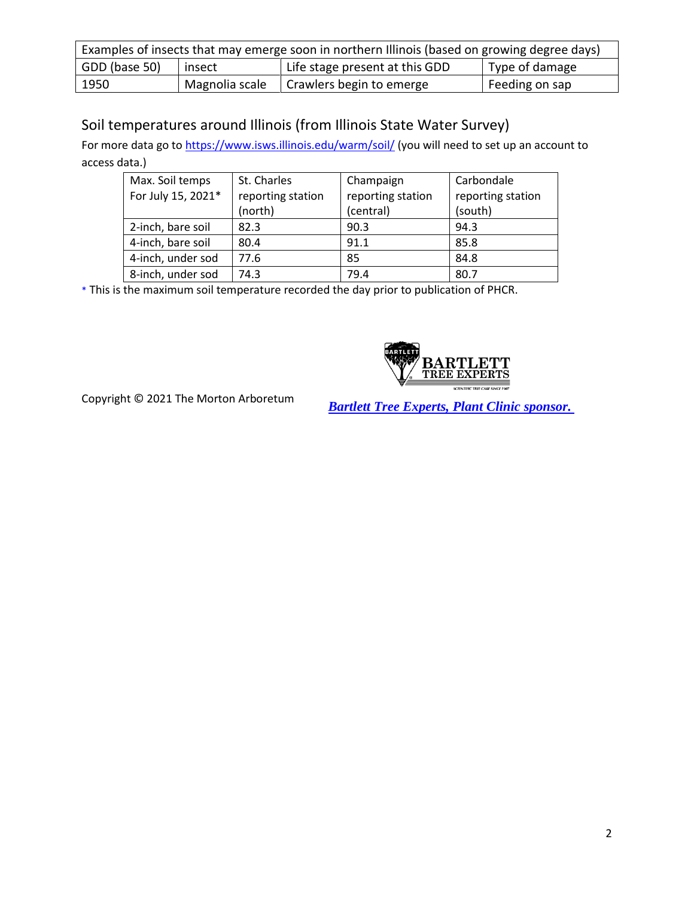| Examples of insects that may emerge soon in northern Illinois (based on growing degree days) | | | |
|---|---|---|---|
| GDD (base 50) | insect | Life stage present at this GDD | Type of damage |
| 1950 | Magnolia scale | Crawlers begin to emerge | Feeding on sap |

## Soil temperatures around Illinois (from Illinois State Water Survey)

For more data go to https://www.isws.illinois.edu/warm/soil/ (you will need to set up an account to access data.)

| Max. Soil temps For July 15, 2021* | St. Charles reporting station (north) | Champaign reporting station (central) | Carbondale reporting station (south) |
|---|---|---|---|
| 2-inch, bare soil | 82.3 | 90.3 | 94.3 |
| 4-inch, bare soil | 80.4 | 91.1 | 85.8 |
| 4-inch, under sod | 77.6 | 85 | 84.8 |
| 8-inch, under sod | 74.3 | 79.4 | 80.7 |

* This is the maximum soil temperature recorded the day prior to publication of PHCR.

Copyright © 2021 The Morton Arboretum

***Bartlett Tree Experts, Plant Clinic sponsor.***